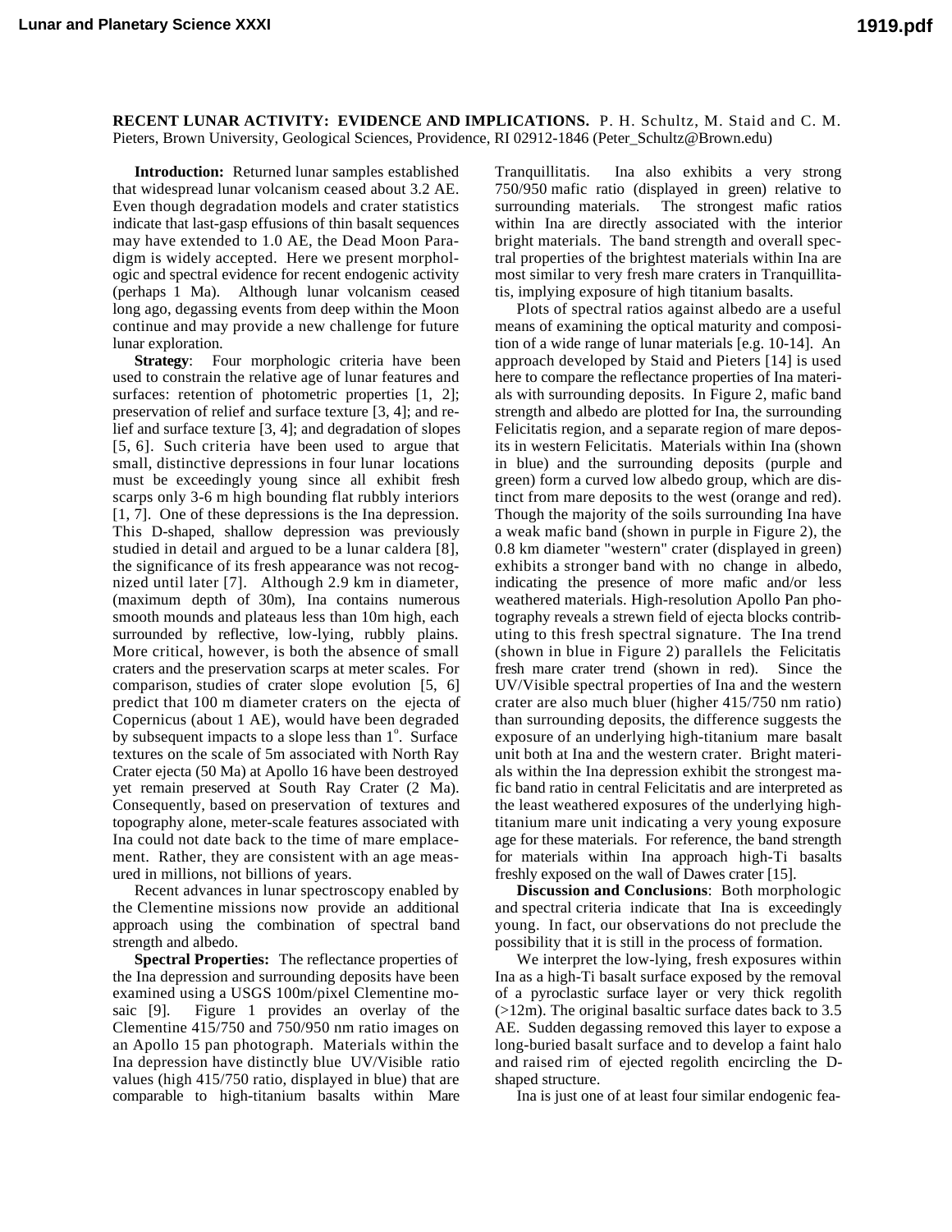**RECENT LUNAR ACTIVITY: EVIDENCE AND IMPLICATIONS.** P. H. Schultz, M. Staid and C. M. Pieters, Brown University, Geological Sciences, Providence, RI 02912-1846 (Peter_Schultz@Brown.edu)

**Introduction:** Returned lunar samples established that widespread lunar volcanism ceased about 3.2 AE. Even though degradation models and crater statistics indicate that last-gasp effusions of thin basalt sequences may have extended to 1.0 AE, the Dead Moon Paradigm is widely accepted. Here we present morphologic and spectral evidence for recent endogenic activity (perhaps 1 Ma). Although lunar volcanism ceased long ago, degassing events from deep within the Moon continue and may provide a new challenge for future lunar exploration.

**Strategy**: Four morphologic criteria have been used to constrain the relative age of lunar features and surfaces: retention of photometric properties [1, 2]; preservation of relief and surface texture [3, 4]; and relief and surface texture [3, 4]; and degradation of slopes [5, 6]. Such criteria have been used to argue that small, distinctive depressions in four lunar locations must be exceedingly young since all exhibit fresh scarps only 3-6 m high bounding flat rubbly interiors [1, 7]. One of these depressions is the Ina depression. This D-shaped, shallow depression was previously studied in detail and argued to be a lunar caldera [8], the significance of its fresh appearance was not recognized until later [7]. Although 2.9 km in diameter, (maximum depth of 30m), Ina contains numerous smooth mounds and plateaus less than 10m high, each surrounded by reflective, low-lying, rubbly plains. More critical, however, is both the absence of small craters and the preservation scarps at meter scales. For comparison, studies of crater slope evolution [5, 6] predict that 100 m diameter craters on the ejecta of Copernicus (about 1 AE), would have been degraded by subsequent impacts to a slope less than $1^{o}$. Surface textures on the scale of 5m associated with North Ray Crater ejecta (50 Ma) at Apollo 16 have been destroyed yet remain preserved at South Ray Crater (2 Ma). Consequently, based on preservation of textures and topography alone, meter-scale features associated with Ina could not date back to the time of mare emplacement. Rather, they are consistent with an age measured in millions, not billions of years.

Recent advances in lunar spectroscopy enabled by the Clementine missions now provide an additional approach using the combination of spectral band strength and albedo.

**Spectral Properties:** The reflectance properties of the Ina depression and surrounding deposits have been examined using a USGS 100m/pixel Clementine mosaic [9]. Figure 1 provides an overlay of the Clementine 415/750 and 750/950 nm ratio images on an Apollo 15 pan photograph. Materials within the Ina depression have distinctly blue UV/Visible ratio values (high 415/750 ratio, displayed in blue) that are comparable to high-titanium basalts within Mare Tranquillitatis. Ina also exhibits a very strong 750/950 mafic ratio (displayed in green) relative to surrounding materials. The strongest mafic ratios within Ina are directly associated with the interior bright materials. The band strength and overall spectral properties of the brightest materials within Ina are most similar to very fresh mare craters in Tranquillitatis, implying exposure of high titanium basalts.

Plots of spectral ratios against albedo are a useful means of examining the optical maturity and composition of a wide range of lunar materials [e.g. 10-14]. An approach developed by Staid and Pieters [14] is used here to compare the reflectance properties of Ina materials with surrounding deposits. In Figure 2, mafic band strength and albedo are plotted for Ina, the surrounding Felicitatis region, and a separate region of mare deposits in western Felicitatis. Materials within Ina (shown in blue) and the surrounding deposits (purple and green) form a curved low albedo group, which are distinct from mare deposits to the west (orange and red). Though the majority of the soils surrounding Ina have a weak mafic band (shown in purple in Figure 2), the 0.8 km diameter "western" crater (displayed in green) exhibits a stronger band with no change in albedo, indicating the presence of more mafic and/or less weathered materials. High-resolution Apollo Pan photography reveals a strewn field of ejecta blocks contributing to this fresh spectral signature. The Ina trend (shown in blue in Figure 2) parallels the Felicitatis fresh mare crater trend (shown in red). Since the UV/Visible spectral properties of Ina and the western crater are also much bluer (higher 415/750 nm ratio) than surrounding deposits, the difference suggests the exposure of an underlying high-titanium mare basalt unit both at Ina and the western crater. Bright materials within the Ina depression exhibit the strongest mafic band ratio in central Felicitatis and are interpreted as the least weathered exposures of the underlying high-titanium mare unit indicating a very young exposure age for these materials. For reference, the band strength for materials within Ina approach high-Ti basalts freshly exposed on the wall of Dawes crater [15].

**Discussion and Conclusions**: Both morphologic and spectral criteria indicate that Ina is exceedingly young. In fact, our observations do not preclude the possibility that it is still in the process of formation.

We interpret the low-lying, fresh exposures within Ina as a high-Ti basalt surface exposed by the removal of a pyroclastic surface layer or very thick regolith (>12m). The original basaltic surface dates back to 3.5 AE. Sudden degassing removed this layer to expose a long-buried basalt surface and to develop a faint halo and raised rim of ejected regolith encircling the D-shaped structure.

Ina is just one of at least four similar endogenic fea-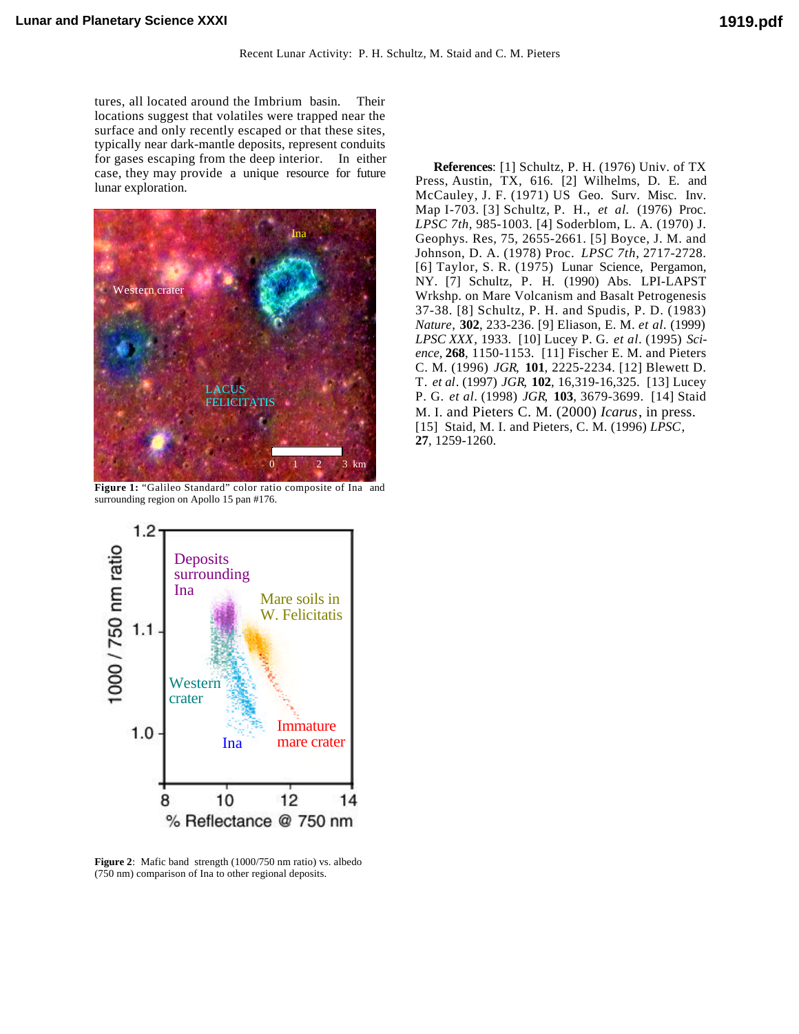tures, all located around the Imbrium basin. Their locations suggest that volatiles were trapped near the surface and only recently escaped or that these sites, typically near dark-mantle deposits, represent conduits for gases escaping from the deep interior. In either case, they may provide a unique resource for future lunar exploration.

Ina

Western crater

LACUS FELICITATIS

0 1 2 3 km

**Figure 1:** "Galileo Standard" color ratio composite of Ina and surrounding region on Apollo 15 pan #176.

1000 / 750 nm ratio

1.2

1.1

1.0

8 10 12 14

% Reflectance @ 750 nm

Deposits surrounding Ina

Mare soils in W. Felicitatis

Western crater

Ina

Immature mare crater

**Figure 2**: Mafic band strength (1000/750 nm ratio) vs. albedo (750 nm) comparison of Ina to other regional deposits.

**References**: [1] Schultz, P. H. (1976) Univ. of TX Press, Austin, TX, 616. [2] Wilhelms, D. E. and McCauley, J. F. (1971) US Geo. Surv. Misc. Inv. Map I-703. [3] Schultz, P. H., *et al.* (1976) Proc. *LPSC 7th*, 985-1003. [4] Soderblom, L. A. (1970) J. Geophys. Res, 75, 2655-2661. [5] Boyce, J. M. and Johnson, D. A. (1978) Proc. *LPSC 7th*, 2717-2728. [6] Taylor, S. R. (1975) Lunar Science, Pergamon, NY. [7] Schultz, P. H. (1990) Abs. LPI-LAPST Wrkshp. on Mare Volcanism and Basalt Petrogenesis 37-38. [8] Schultz, P. H. and Spudis, P. D. (1983) *Nature*, **302**, 233-236. [9] Eliason, E. M. *et al*. (1999) *LPSC XXX*, 1933. [10] Lucey P. G. *et al*. (1995) *Science*, **268**, 1150-1153. [11] Fischer E. M. and Pieters C. M. (1996) *JGR*, **101**, 2225-2234. [12] Blewett D. T. *et al*. (1997) *JGR*, **102**, 16,319-16,325. [13] Lucey P. G. *et al*. (1998) *JGR*, **103**, 3679-3699. [14] Staid M. I. and Pieters C. M. (2000) *Icarus*, in press. [15] Staid, M. I. and Pieters, C. M. (1996) *LPSC*, **27**, 1259-1260.